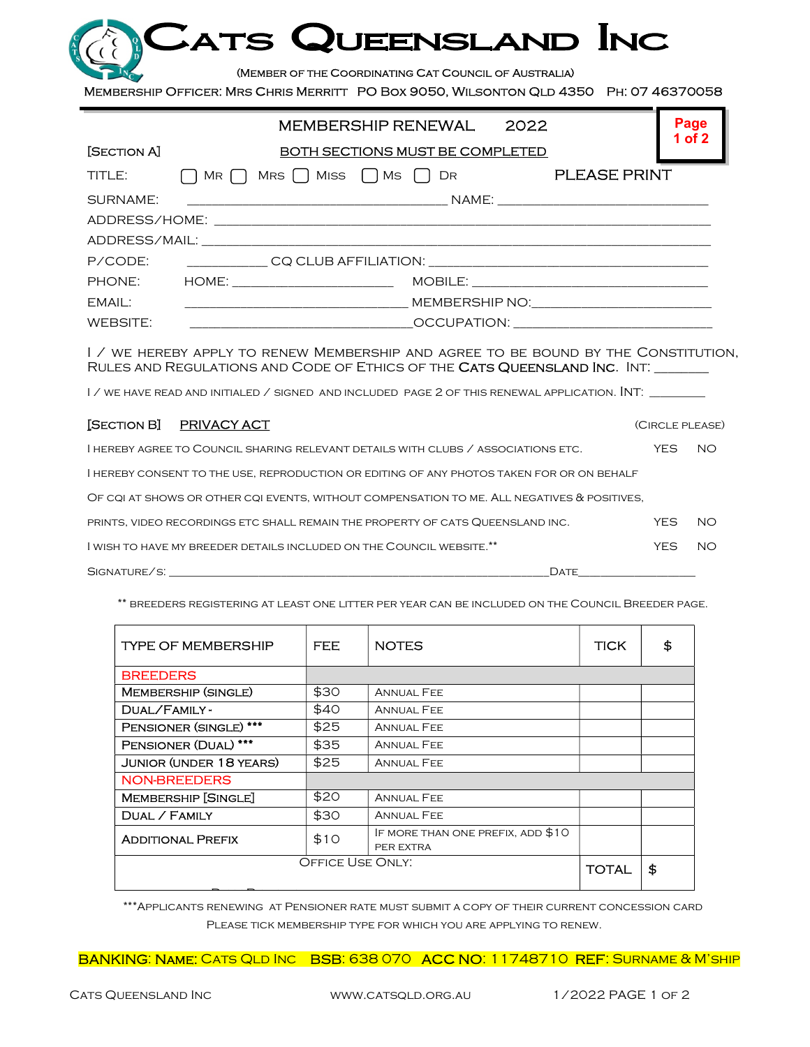# Cats Queensland Inc

(Member of the Coordinating Cat Council of Australia)

Membership Officer: Mrs Chris Merritt PO Box 9050, Wilsonton QLD 4350 Ph: 07 46370058

## MEMBERSHIP RENEWAL 2022

**Page 1 of 2**

[Section A] BOTH SECTIONS MUST BE COMPLETED

TITLE: ☐ Mr ☐ Mrs ☐ Miss ☐ Ms ☐ Dr PLEASE PRINT

SURNAME: ______________________________ NAME: ________________________

ADDRESS/HOME: ____________________________________________________________

ADDRESS/MAIL: ____________________________________________________________

P/CODE: __________ CQ CLUB AFFILIATION: ________________________________

PHONE: HOME: ____________________ MOBILE: ____________________________

EMAIL: ____________________________ MEMBERSHIP NO: _____________________

WEBSITE: ____________________________ OCCUPATION: _______________________

I / we hereby apply to renew Membership and agree to be bound by the Constitution, Rules and Regulations and Code of Ethics of the Cats Queensland Inc. INT: _______

I / we have read and initialed / signed and included page 2 of this renewal application. INT: ________

[Section B] PRIVACY ACT (Circle please)

I hereby agree to Council sharing relevant details with clubs / associations etc. YES NO

I hereby consent to the use, reproduction or editing of any photos taken for or on behalf of CQI at shows or other CQI events, without compensation to me. All negatives & positives, prints, video recordings etc shall remain the property of Cats Queensland Inc. YES NO

I wish to have my breeder details included on the Council website.** YES NO

SIGNATURE/S: ____________________________________________ DATE________________

** Breeders registering at least one litter per year can be included on the Council Breeder page.

| TYPE OF MEMBERSHIP | FEE | NOTES | TICK | $ |
|---|---|---|---|---|
| BREEDERS | | | | |
| Membership (single) | $30 | Annual Fee | | |
| Dual/Family - | $40 | Annual Fee | | |
| Pensioner (single) *** | $25 | Annual Fee | | |
| Pensioner (dual) *** | $35 | Annual Fee | | |
| Junior (under 18 years) | $25 | Annual Fee | | |
| NON-BREEDERS | | | | |
| Membership [single] | $20 | Annual Fee | | |
| Dual / Family | $30 | Annual Fee | | |
| Additional Prefix | $10 | If more than one prefix, add $10 per extra | | |
| Office Use Only: | | | TOTAL | $ |

***Applicants renewing at Pensioner rate must submit a copy of their current concession card

Please tick membership type for which you are applying to renew.

**BANKING: Name: Cats Qld Inc BSB: 638 070 ACC NO: 11748710 REF: Surname & M'ship**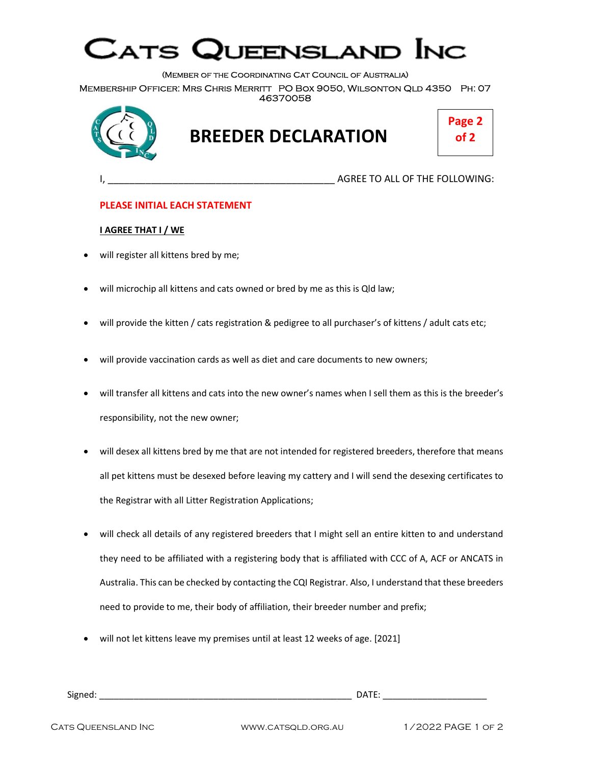# Cats Queensland Inc

(Member of the Coordinating Cat Council of Australia)

Membership Officer: Mrs Chris Merritt PO Box 9050, Wilsonton Qld 4350 Ph: 07 46370058

## BREEDER DECLARATION

Page 2 of 2

I, ___________________________________________ AGREE TO ALL OF THE FOLLOWING:

**PLEASE INITIAL EACH STATEMENT**

**I AGREE THAT I / WE**

- will register all kittens bred by me;
- will microchip all kittens and cats owned or bred by me as this is Qld law;
- will provide the kitten / cats registration & pedigree to all purchaser's of kittens / adult cats etc;
- will provide vaccination cards as well as diet and care documents to new owners;
- will transfer all kittens and cats into the new owner's names when I sell them as this is the breeder's responsibility, not the new owner;
- will desex all kittens bred by me that are not intended for registered breeders, therefore that means all pet kittens must be desexed before leaving my cattery and I will send the desexing certificates to the Registrar with all Litter Registration Applications;
- will check all details of any registered breeders that I might sell an entire kitten to and understand they need to be affiliated with a registering body that is affiliated with CCC of A, ACF or ANCATS in Australia. This can be checked by contacting the CQI Registrar. Also, I understand that these breeders need to provide to me, their body of affiliation, their breeder number and prefix;
- will not let kittens leave my premises until at least 12 weeks of age. [2021]

Signed: ___________________________________________ DATE: ____________________